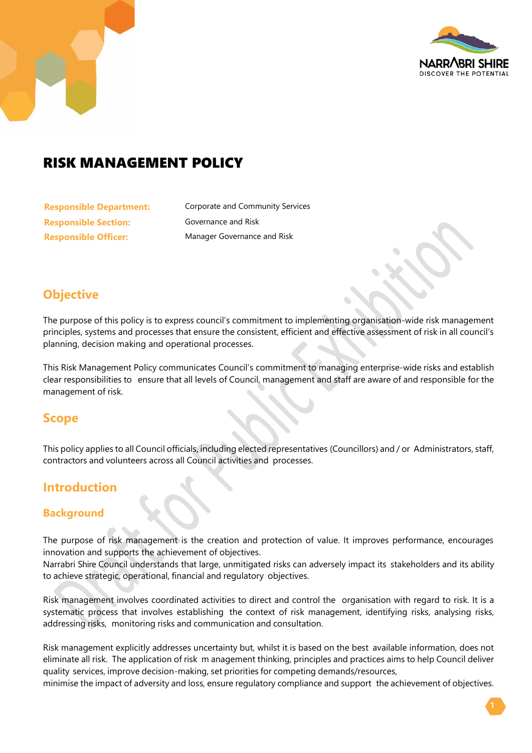# RISK MANAGEMENT POLICY

| | |
|---|---|
| **Responsible Department:** | Corporate and Community Services |
| **Responsible Section:** | Governance and Risk |
| **Responsible Officer:** | Manager Governance and Risk |

## Objective

The purpose of this policy is to express council's commitment to implementing organisation-wide risk management principles, systems and processes that ensure the consistent, efficient and effective assessment of risk in all council's planning, decision making and operational processes.

This Risk Management Policy communicates Council's commitment to managing enterprise-wide risks and establish clear responsibilities to ensure that all levels of Council, management and staff are aware of and responsible for the management of risk.

## Scope

This policy applies to all Council officials, including elected representatives (Councillors) and / or Administrators, staff, contractors and volunteers across all Council activities and processes.

## Introduction

### Background

The purpose of risk management is the creation and protection of value. It improves performance, encourages innovation and supports the achievement of objectives.
Narrabri Shire Council understands that large, unmitigated risks can adversely impact its stakeholders and its ability to achieve strategic, operational, financial and regulatory objectives.

Risk management involves coordinated activities to direct and control the organisation with regard to risk. It is a systematic process that involves establishing the context of risk management, identifying risks, analysing risks, addressing risks, monitoring risks and communication and consultation.

Risk management explicitly addresses uncertainty but, whilst it is based on the best available information, does not eliminate all risk. The application of risk m anagement thinking, principles and practices aims to help Council deliver quality services, improve decision-making, set priorities for competing demands/resources,
minimise the impact of adversity and loss, ensure regulatory compliance and support the achievement of objectives.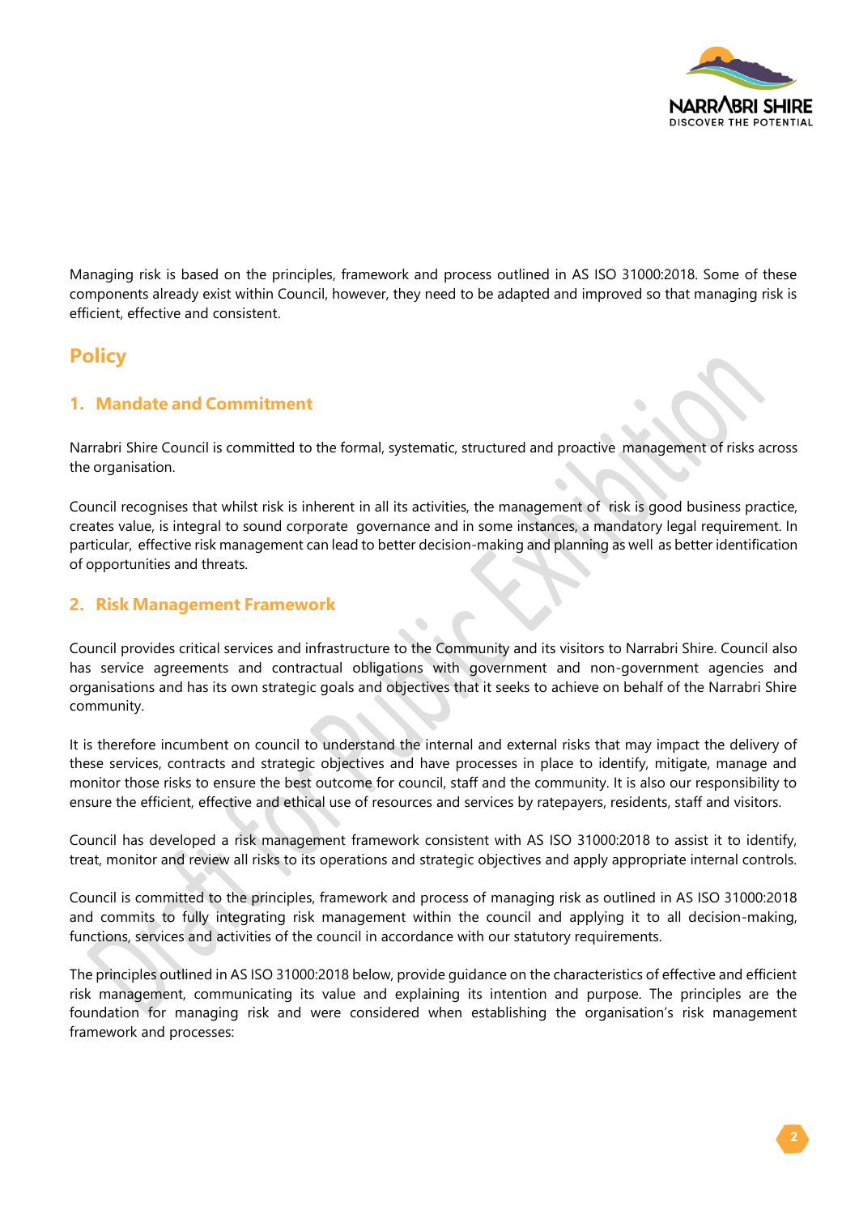Managing risk is based on the principles, framework and process outlined in AS ISO 31000:2018. Some of these components already exist within Council, however, they need to be adapted and improved so that managing risk is efficient, effective and consistent.

# Policy

## 1. Mandate and Commitment

Narrabri Shire Council is committed to the formal, systematic, structured and proactive management of risks across the organisation.

Council recognises that whilst risk is inherent in all its activities, the management of risk is good business practice, creates value, is integral to sound corporate governance and in some instances, a mandatory legal requirement. In particular, effective risk management can lead to better decision-making and planning as well as better identification of opportunities and threats.

## 2. Risk Management Framework

Council provides critical services and infrastructure to the Community and its visitors to Narrabri Shire. Council also has service agreements and contractual obligations with government and non-government agencies and organisations and has its own strategic goals and objectives that it seeks to achieve on behalf of the Narrabri Shire community.

It is therefore incumbent on council to understand the internal and external risks that may impact the delivery of these services, contracts and strategic objectives and have processes in place to identify, mitigate, manage and monitor those risks to ensure the best outcome for council, staff and the community. It is also our responsibility to ensure the efficient, effective and ethical use of resources and services by ratepayers, residents, staff and visitors.

Council has developed a risk management framework consistent with AS ISO 31000:2018 to assist it to identify, treat, monitor and review all risks to its operations and strategic objectives and apply appropriate internal controls.

Council is committed to the principles, framework and process of managing risk as outlined in AS ISO 31000:2018 and commits to fully integrating risk management within the council and applying it to all decision-making, functions, services and activities of the council in accordance with our statutory requirements.

The principles outlined in AS ISO 31000:2018 below, provide guidance on the characteristics of effective and efficient risk management, communicating its value and explaining its intention and purpose. The principles are the foundation for managing risk and were considered when establishing the organisation's risk management framework and processes: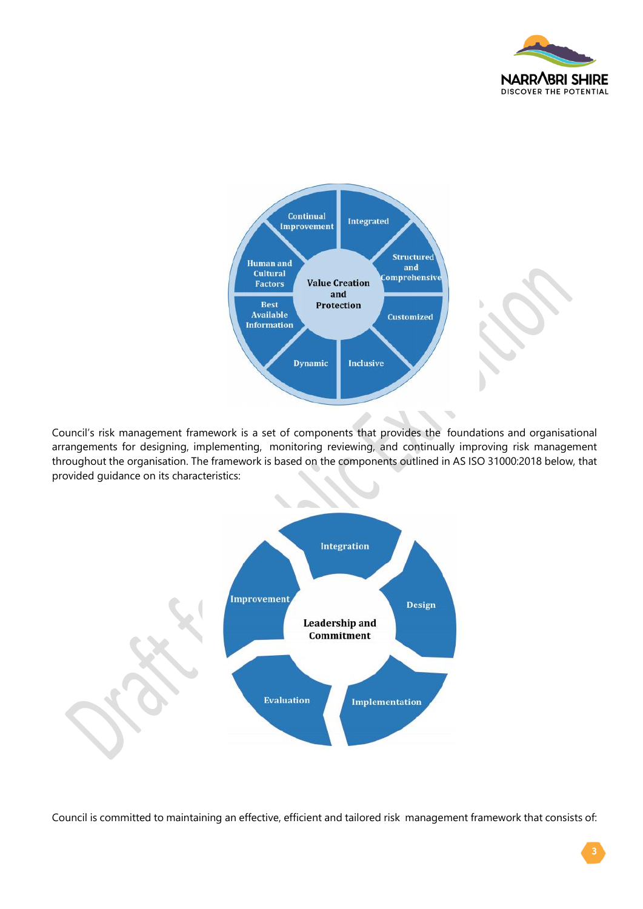Value Creation and Protection

- Continual Improvement
- Integrated
- Structured and Comprehensive
- Customized
- Inclusive
- Dynamic
- Best Available Information
- Human and Cultural Factors

Council's risk management framework is a set of components that provides the foundations and organisational arrangements for designing, implementing, monitoring reviewing, and continually improving risk management throughout the organisation. The framework is based on the components outlined in AS ISO 31000:2018 below, that provided guidance on its characteristics:

Leadership and Commitment

- Integration
- Design
- Implementation
- Evaluation
- Improvement

Council is committed to maintaining an effective, efficient and tailored risk management framework that consists of: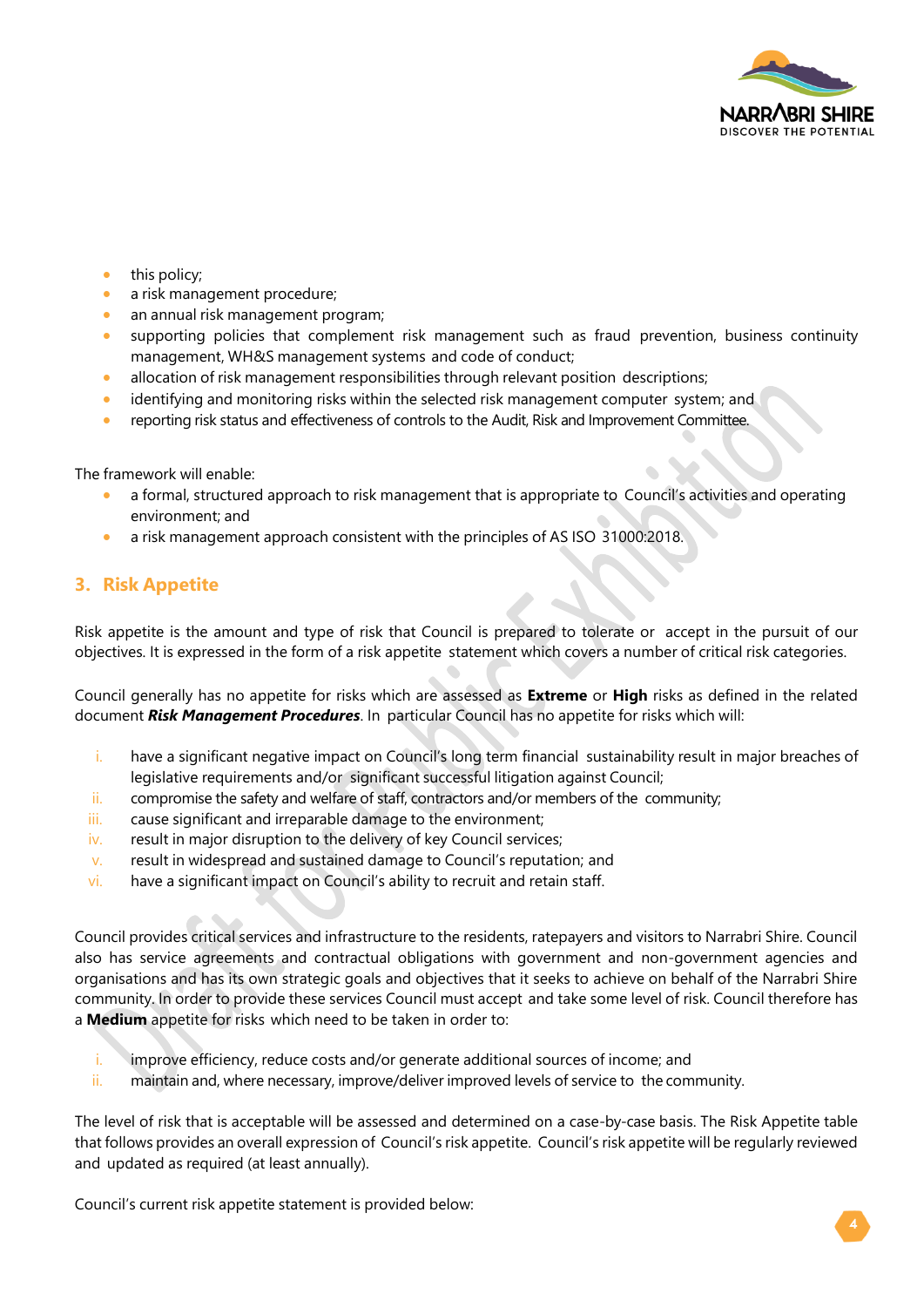- this policy;
- a risk management procedure;
- an annual risk management program;
- supporting policies that complement risk management such as fraud prevention, business continuity management, WH&S management systems and code of conduct;
- allocation of risk management responsibilities through relevant position descriptions;
- identifying and monitoring risks within the selected risk management computer system; and
- reporting risk status and effectiveness of controls to the Audit, Risk and Improvement Committee.

The framework will enable:

- a formal, structured approach to risk management that is appropriate to Council's activities and operating environment; and
- a risk management approach consistent with the principles of AS ISO 31000:2018.

## 3. Risk Appetite

Risk appetite is the amount and type of risk that Council is prepared to tolerate or accept in the pursuit of our objectives. It is expressed in the form of a risk appetite statement which covers a number of critical risk categories.

Council generally has no appetite for risks which are assessed as **Extreme** or **High** risks as defined in the related document ***Risk Management Procedures***. In particular Council has no appetite for risks which will:

i. have a significant negative impact on Council's long term financial sustainability result in major breaches of legislative requirements and/or significant successful litigation against Council;
ii. compromise the safety and welfare of staff, contractors and/or members of the community;
iii. cause significant and irreparable damage to the environment;
iv. result in major disruption to the delivery of key Council services;
v. result in widespread and sustained damage to Council's reputation; and
vi. have a significant impact on Council's ability to recruit and retain staff.

Council provides critical services and infrastructure to the residents, ratepayers and visitors to Narrabri Shire. Council also has service agreements and contractual obligations with government and non-government agencies and organisations and has its own strategic goals and objectives that it seeks to achieve on behalf of the Narrabri Shire community. In order to provide these services Council must accept and take some level of risk. Council therefore has a **Medium** appetite for risks which need to be taken in order to:

i. improve efficiency, reduce costs and/or generate additional sources of income; and
ii. maintain and, where necessary, improve/deliver improved levels of service to the community.

The level of risk that is acceptable will be assessed and determined on a case-by-case basis. The Risk Appetite table that follows provides an overall expression of Council's risk appetite. Council's risk appetite will be regularly reviewed and updated as required (at least annually).

Council's current risk appetite statement is provided below: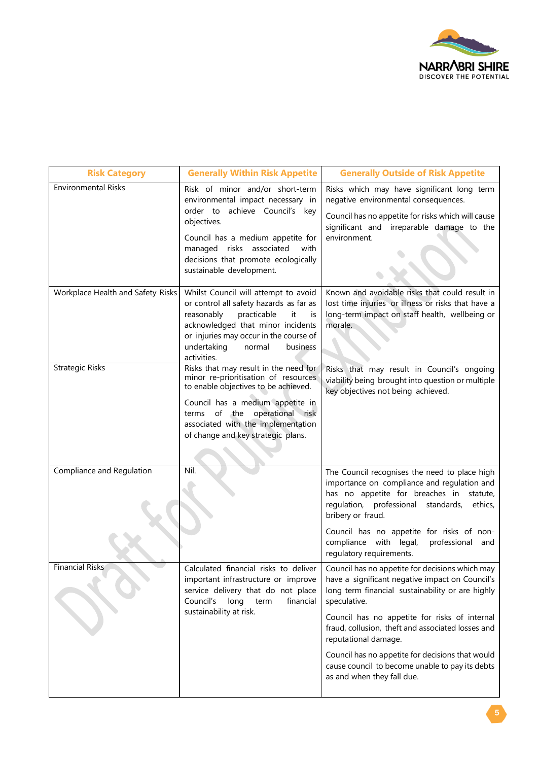| Risk Category | Generally Within Risk Appetite | Generally Outside of Risk Appetite |
|---|---|---|
| Environmental Risks | Risk of minor and/or short-term environmental impact necessary in order to achieve Council's key objectives.<br><br>Council has a medium appetite for managed risks associated with decisions that promote ecologically sustainable development. | Risks which may have significant long term negative environmental consequences.<br><br>Council has no appetite for risks which will cause significant and irreparable damage to the environment. |
| Workplace Health and Safety Risks | Whilst Council will attempt to avoid or control all safety hazards as far as reasonably practicable it is acknowledged that minor incidents or injuries may occur in the course of undertaking normal business activities. | Known and avoidable risks that could result in lost time injuries or illness or risks that have a long-term impact on staff health, wellbeing or morale. |
| Strategic Risks | Risks that may result in the need for minor re-prioritisation of resources to enable objectives to be achieved.<br><br>Council has a medium appetite in terms of the operational risk associated with the implementation of change and key strategic plans. | Risks that may result in Council's ongoing viability being brought into question or multiple key objectives not being achieved. |
| Compliance and Regulation | Nil. | The Council recognises the need to place high importance on compliance and regulation and has no appetite for breaches in statute, regulation, professional standards, ethics, bribery or fraud.<br><br>Council has no appetite for risks of non-compliance with legal, professional and regulatory requirements. |
| Financial Risks | Calculated financial risks to deliver important infrastructure or improve service delivery that do not place Council's long term financial sustainability at risk. | Council has no appetite for decisions which may have a significant negative impact on Council's long term financial sustainability or are highly speculative.<br><br>Council has no appetite for risks of internal fraud, collusion, theft and associated losses and reputational damage.<br><br>Council has no appetite for decisions that would cause council to become unable to pay its debts as and when they fall due. |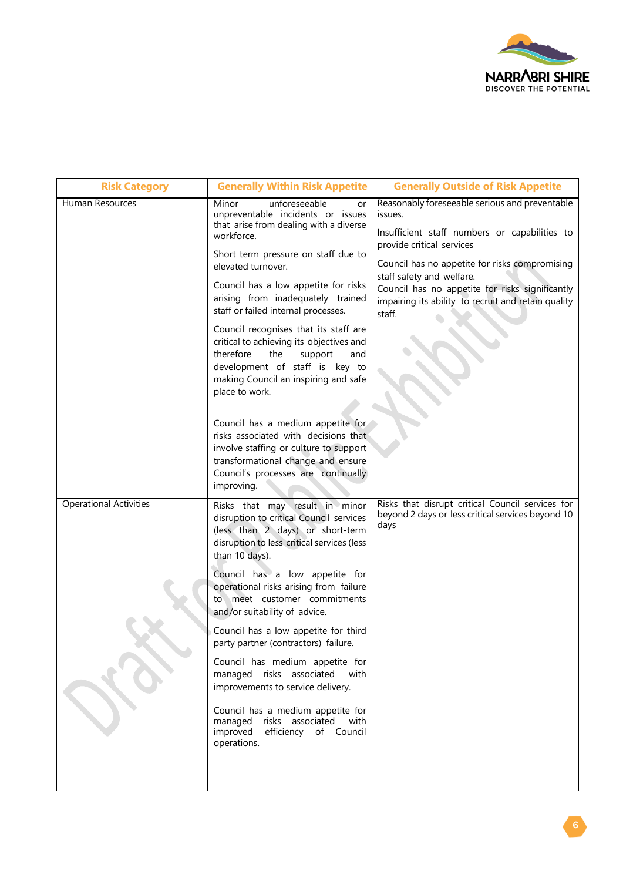| Risk Category | Generally Within Risk Appetite | Generally Outside of Risk Appetite |
|---|---|---|
| Human Resources | Minor unforeseeable or unpreventable incidents or issues that arise from dealing with a diverse workforce.<br><br>Short term pressure on staff due to elevated turnover.<br><br>Council has a low appetite for risks arising from inadequately trained staff or failed internal processes.<br><br>Council recognises that its staff are critical to achieving its objectives and therefore the support and development of staff is key to making Council an inspiring and safe place to work.<br><br>Council has a medium appetite for risks associated with decisions that involve staffing or culture to support transformational change and ensure Council's processes are continually improving. | Reasonably foreseeable serious and preventable issues.<br><br>Insufficient staff numbers or capabilities to provide critical services<br><br>Council has no appetite for risks compromising staff safety and welfare.<br>Council has no appetite for risks significantly impairing its ability to recruit and retain quality staff. |
| Operational Activities | Risks that may result in minor disruption to critical Council services (less than 2 days) or short-term disruption to less critical services (less than 10 days).<br><br>Council has a low appetite for operational risks arising from failure to meet customer commitments and/or suitability of advice.<br><br>Council has a low appetite for third party partner (contractors) failure.<br><br>Council has medium appetite for managed risks associated with improvements to service delivery.<br><br>Council has a medium appetite for managed risks associated with improved efficiency of Council operations. | Risks that disrupt critical Council services for beyond 2 days or less critical services beyond 10 days |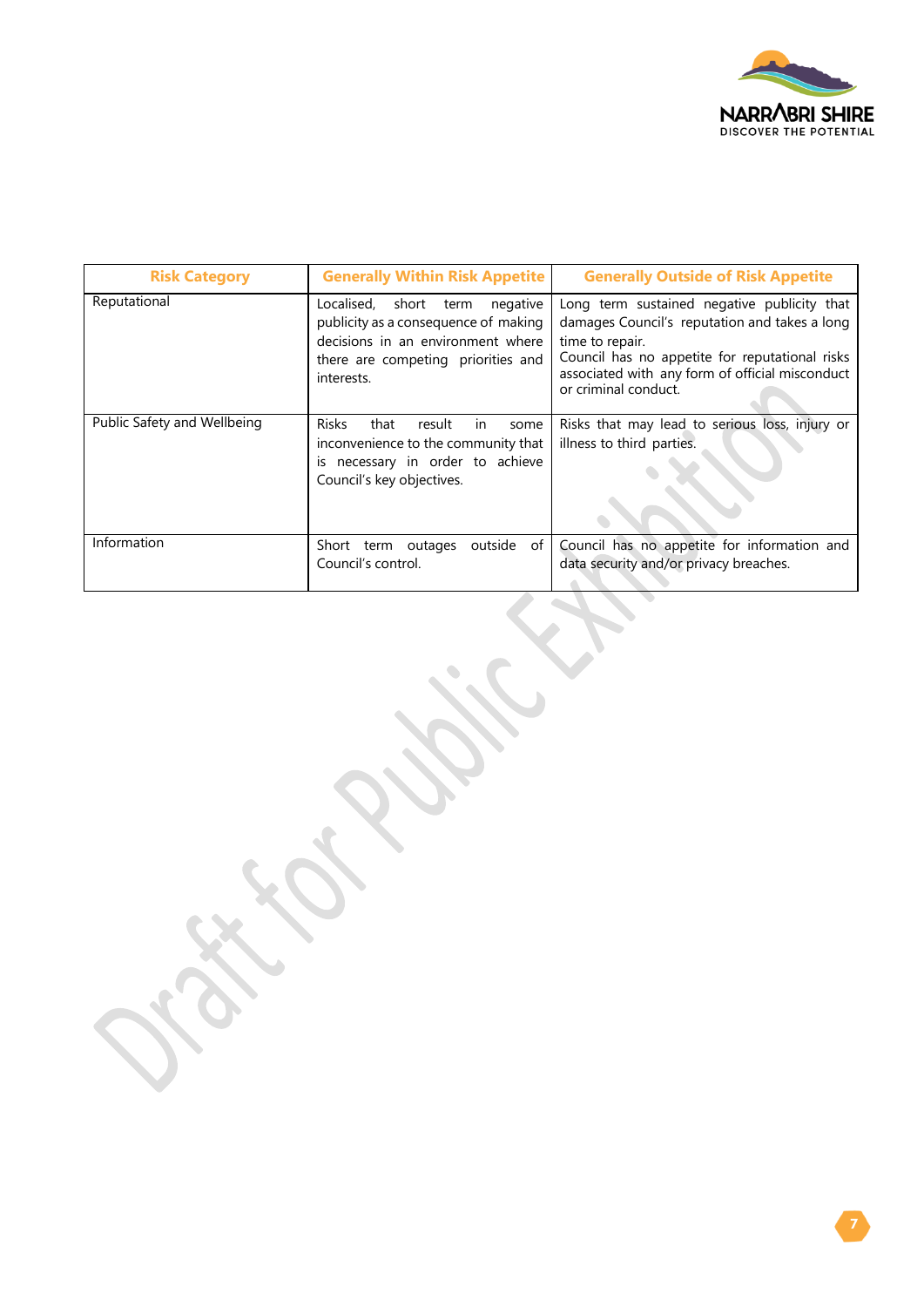| Risk Category | Generally Within Risk Appetite | Generally Outside of Risk Appetite |
|---|---|---|
| Reputational | Localised, short term negative publicity as a consequence of making decisions in an environment where there are competing priorities and interests. | Long term sustained negative publicity that damages Council's reputation and takes a long time to repair.<br>Council has no appetite for reputational risks associated with any form of official misconduct or criminal conduct. |
| Public Safety and Wellbeing | Risks that result in some inconvenience to the community that is necessary in order to achieve Council's key objectives. | Risks that may lead to serious loss, injury or illness to third parties. |
| Information | Short term outages outside of Council's control. | Council has no appetite for information and data security and/or privacy breaches. |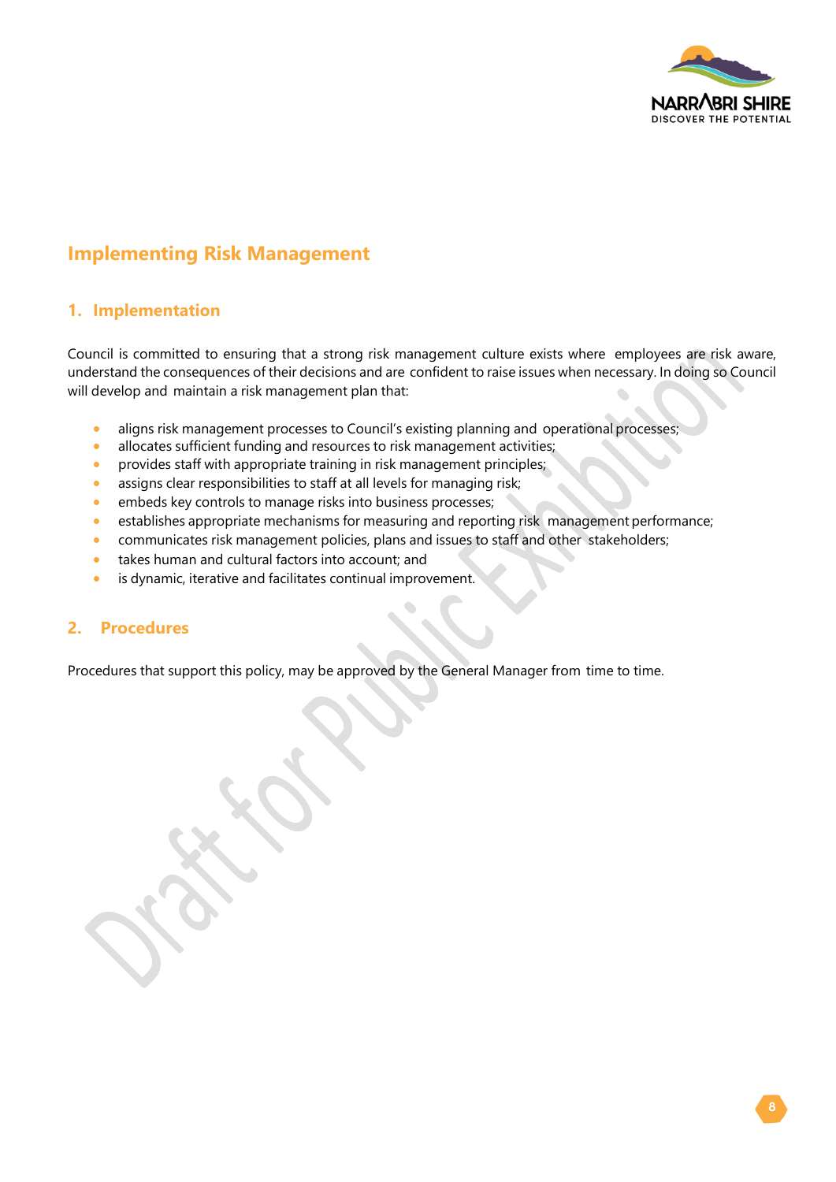# Implementing Risk Management

## 1. Implementation

Council is committed to ensuring that a strong risk management culture exists where employees are risk aware, understand the consequences of their decisions and are confident to raise issues when necessary. In doing so Council will develop and maintain a risk management plan that:

- aligns risk management processes to Council's existing planning and operational processes;
- allocates sufficient funding and resources to risk management activities;
- provides staff with appropriate training in risk management principles;
- assigns clear responsibilities to staff at all levels for managing risk;
- embeds key controls to manage risks into business processes;
- establishes appropriate mechanisms for measuring and reporting risk management performance;
- communicates risk management policies, plans and issues to staff and other stakeholders;
- takes human and cultural factors into account; and
- is dynamic, iterative and facilitates continual improvement.

## 2. Procedures

Procedures that support this policy, may be approved by the General Manager from time to time.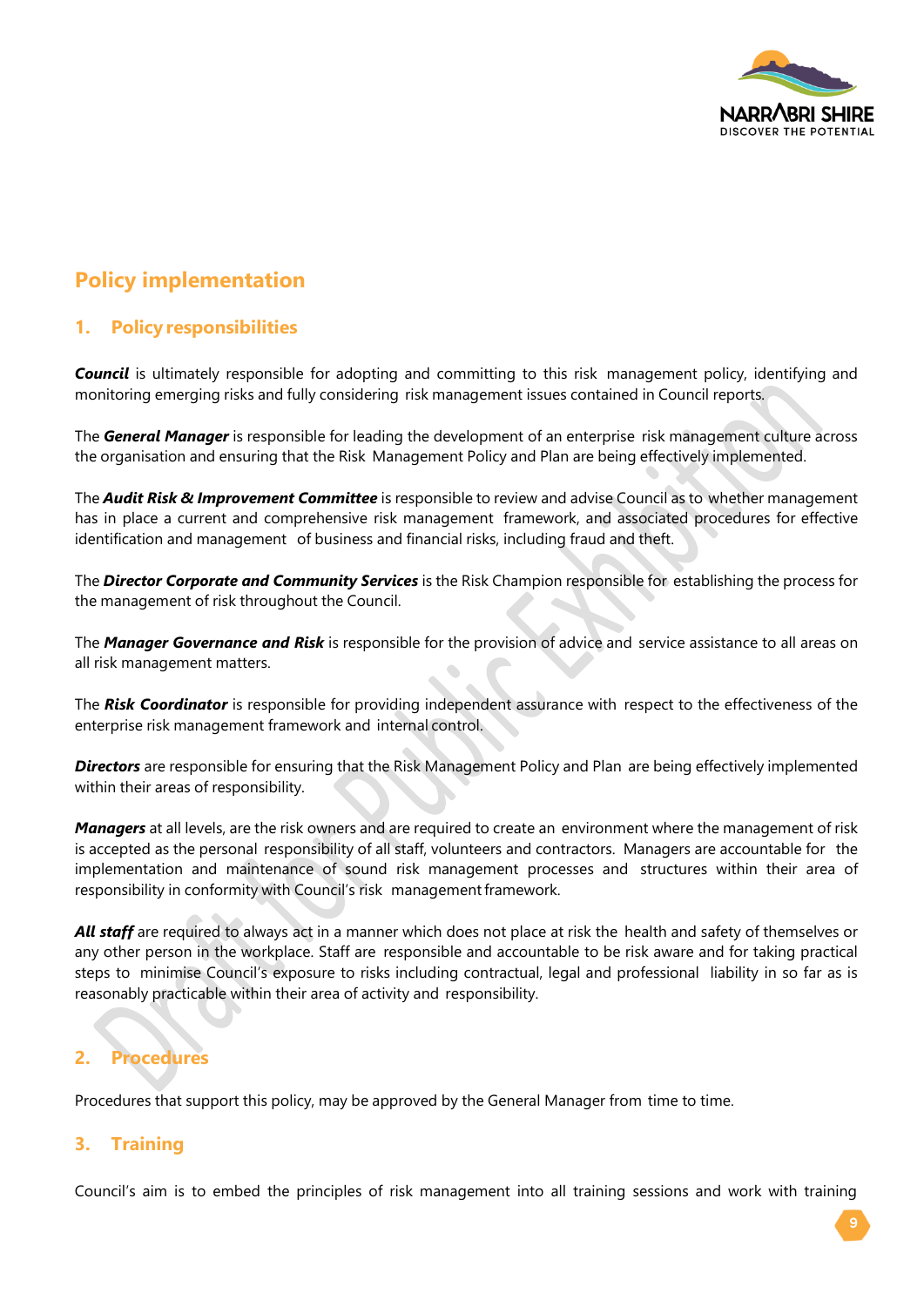## Policy implementation

### 1. Policy responsibilities

***Council*** is ultimately responsible for adopting and committing to this risk management policy, identifying and monitoring emerging risks and fully considering risk management issues contained in Council reports.

The ***General Manager*** is responsible for leading the development of an enterprise risk management culture across the organisation and ensuring that the Risk Management Policy and Plan are being effectively implemented.

The ***Audit Risk & Improvement Committee*** is responsible to review and advise Council as to whether management has in place a current and comprehensive risk management framework, and associated procedures for effective identification and management of business and financial risks, including fraud and theft.

The ***Director Corporate and Community Services*** is the Risk Champion responsible for establishing the process for the management of risk throughout the Council.

The ***Manager Governance and Risk*** is responsible for the provision of advice and service assistance to all areas on all risk management matters.

The ***Risk Coordinator*** is responsible for providing independent assurance with respect to the effectiveness of the enterprise risk management framework and internal control.

***Directors*** are responsible for ensuring that the Risk Management Policy and Plan are being effectively implemented within their areas of responsibility.

***Managers*** at all levels, are the risk owners and are required to create an environment where the management of risk is accepted as the personal responsibility of all staff, volunteers and contractors. Managers are accountable for the implementation and maintenance of sound risk management processes and structures within their area of responsibility in conformity with Council's risk management framework.

***All staff*** are required to always act in a manner which does not place at risk the health and safety of themselves or any other person in the workplace. Staff are responsible and accountable to be risk aware and for taking practical steps to minimise Council's exposure to risks including contractual, legal and professional liability in so far as is reasonably practicable within their area of activity and responsibility.

### 2. Procedures

Procedures that support this policy, may be approved by the General Manager from time to time.

### 3. Training

Council's aim is to embed the principles of risk management into all training sessions and work with training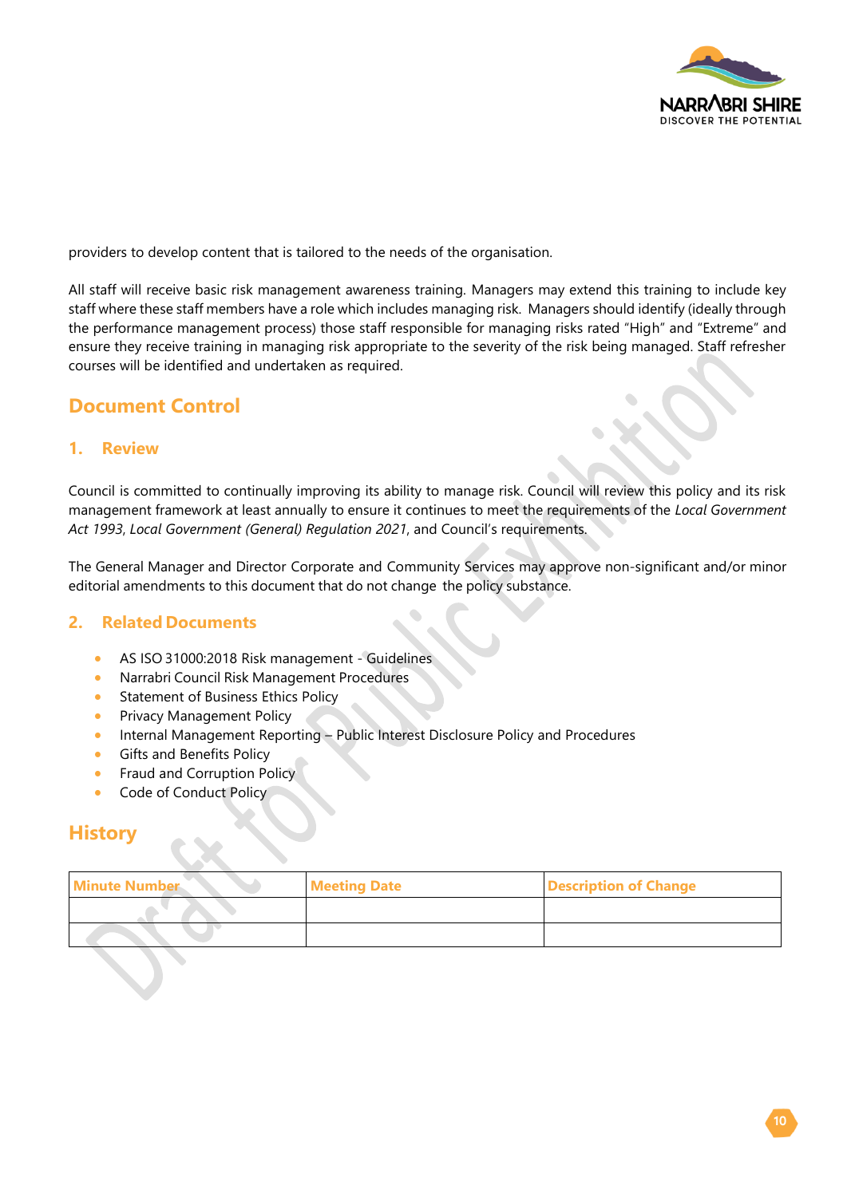providers to develop content that is tailored to the needs of the organisation.

All staff will receive basic risk management awareness training. Managers may extend this training to include key staff where these staff members have a role which includes managing risk. Managers should identify (ideally through the performance management process) those staff responsible for managing risks rated "High" and "Extreme" and ensure they receive training in managing risk appropriate to the severity of the risk being managed. Staff refresher courses will be identified and undertaken as required.

# Document Control

## 1. Review

Council is committed to continually improving its ability to manage risk. Council will review this policy and its risk management framework at least annually to ensure it continues to meet the requirements of the *Local Government Act 1993*, *Local Government (General) Regulation 2021*, and Council's requirements.

The General Manager and Director Corporate and Community Services may approve non-significant and/or minor editorial amendments to this document that do not change the policy substance.

## 2. Related Documents

- AS ISO 31000:2018 Risk management - Guidelines
- Narrabri Council Risk Management Procedures
- Statement of Business Ethics Policy
- Privacy Management Policy
- Internal Management Reporting – Public Interest Disclosure Policy and Procedures
- Gifts and Benefits Policy
- Fraud and Corruption Policy
- Code of Conduct Policy

# History

| Minute Number | Meeting Date | Description of Change |
|---|---|---|
| | | |
| | | |